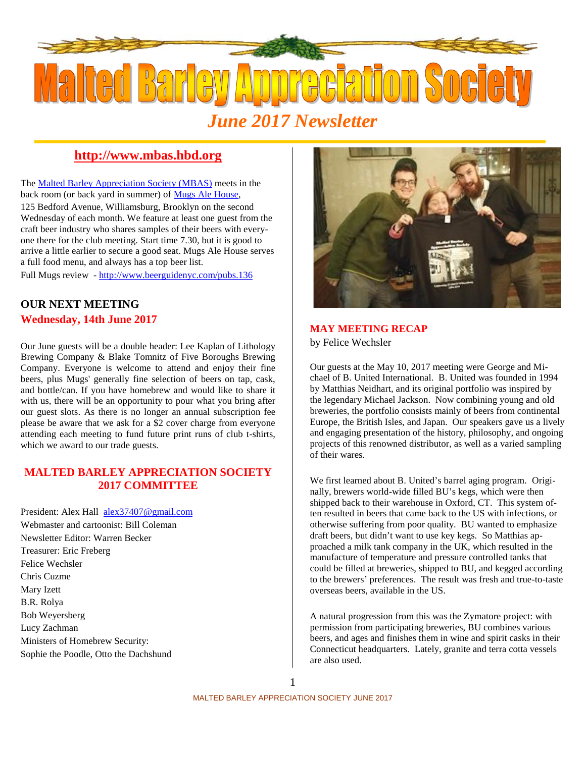# Malted Barley Appreciation Society

## *June 2017 Newsletter*

**http://www.mbas.hbd.org**

The Malted Barley Appreciation Society (MBAS) meets in the back room (or back yard in summer) of Mugs Ale House, 125 Bedford Avenue, Williamsburg, Brooklyn on the second Wednesday of each month. We feature at least one guest from the craft beer industry who shares samples of their beers with everyone there for the club meeting. Start time 7.30, but it is good to arrive a little earlier to secure a good seat. Mugs Ale House serves a full food menu, and always has a top beer list.

Full Mugs review - http://www.beerguidenyc.com/pubs.136

## OUR NEXT MEETING

**Wednesday, 14th June 2017**

Our June guests will be a double header: Lee Kaplan of Lithology Brewing Company & Blake Tomnitz of Five Boroughs Brewing Company. Everyone is welcome to attend and enjoy their fine beers, plus Mugs' generally fine selection of beers on tap, cask, and bottle/can. If you have homebrew and would like to share it with us, there will be an opportunity to pour what you bring after our guest slots. As there is no longer an annual subscription fee please be aware that we ask for a $2 cover charge from everyone attending each meeting to fund future print runs of club t-shirts, which we award to our trade guests.

## MALTED BARLEY APPRECIATION SOCIETY 2017 COMMITTEE

President: Alex Hall alex37407@gmail.com
Webmaster and cartoonist: Bill Coleman
Newsletter Editor: Warren Becker
Treasurer: Eric Freberg
Felice Wechsler
Chris Cuzme
Mary Izett
B.R. Rolya
Bob Weyersberg
Lucy Zachman
Ministers of Homebrew Security:
Sophie the Poodle, Otto the Dachshund

## MAY MEETING RECAP

by Felice Wechsler

Our guests at the May 10, 2017 meeting were George and Michael of B. United International. B. United was founded in 1994 by Matthias Neidhart, and its original portfolio was inspired by the legendary Michael Jackson. Now combining young and old breweries, the portfolio consists mainly of beers from continental Europe, the British Isles, and Japan. Our speakers gave us a lively and engaging presentation of the history, philosophy, and ongoing projects of this renowned distributor, as well as a varied sampling of their wares.

We first learned about B. United's barrel aging program. Originally, brewers world-wide filled BU's kegs, which were then shipped back to their warehouse in Oxford, CT. This system often resulted in beers that came back to the US with infections, or otherwise suffering from poor quality. BU wanted to emphasize draft beers, but didn't want to use key kegs. So Matthias approached a milk tank company in the UK, which resulted in the manufacture of temperature and pressure controlled tanks that could be filled at breweries, shipped to BU, and kegged according to the brewers' preferences. The result was fresh and true-to-taste overseas beers, available in the US.

A natural progression from this was the Zymatore project: with permission from participating breweries, BU combines various beers, and ages and finishes them in wine and spirit casks in their Connecticut headquarters. Lately, granite and terra cotta vessels are also used.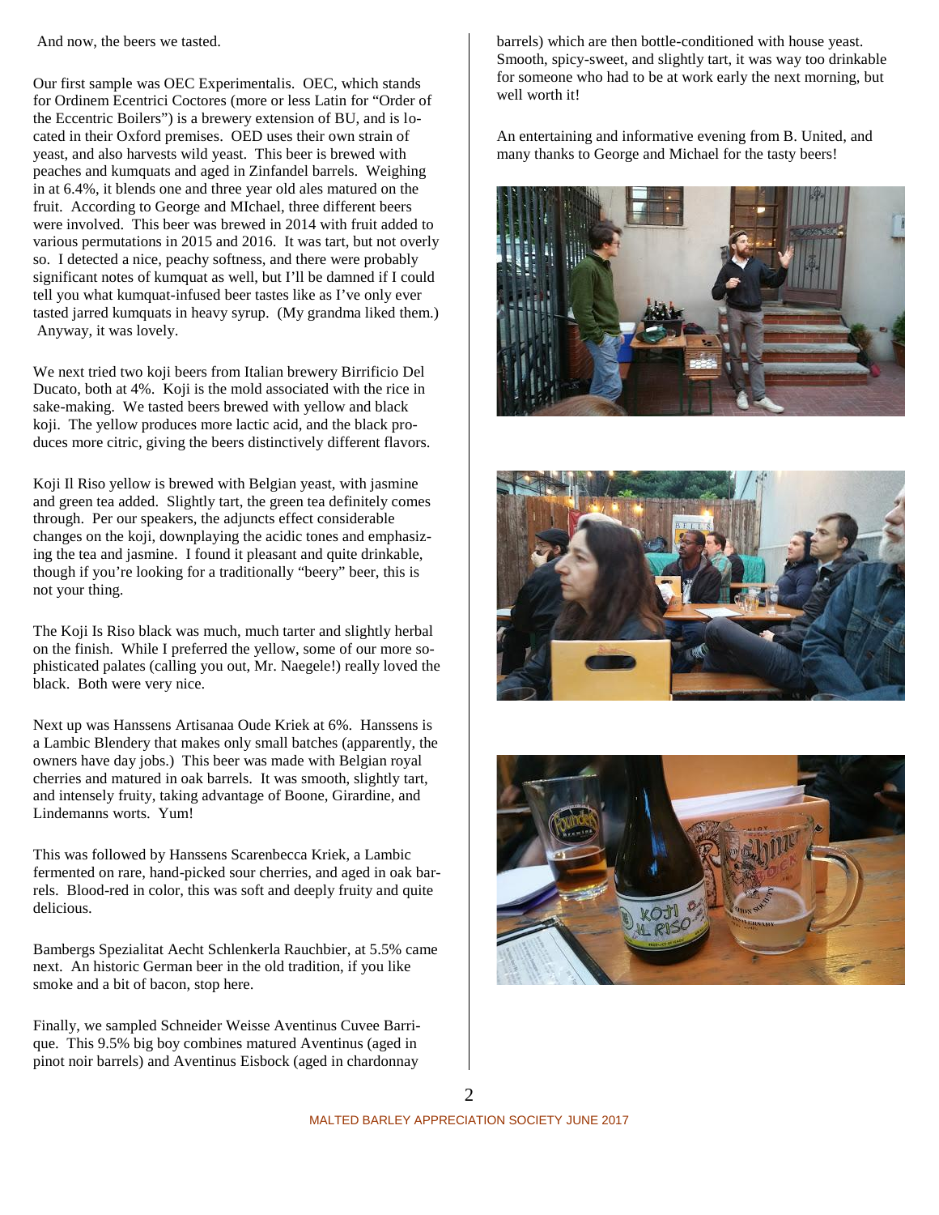And now, the beers we tasted.

Our first sample was OEC Experimentalis. OEC, which stands for Ordinem Ecentrici Coctores (more or less Latin for "Order of the Eccentric Boilers") is a brewery extension of BU, and is located in their Oxford premises. OED uses their own strain of yeast, and also harvests wild yeast. This beer is brewed with peaches and kumquats and aged in Zinfandel barrels. Weighing in at 6.4%, it blends one and three year old ales matured on the fruit. According to George and MIchael, three different beers were involved. This beer was brewed in 2014 with fruit added to various permutations in 2015 and 2016. It was tart, but not overly so. I detected a nice, peachy softness, and there were probably significant notes of kumquat as well, but I'll be damned if I could tell you what kumquat-infused beer tastes like as I've only ever tasted jarred kumquats in heavy syrup. (My grandma liked them.) Anyway, it was lovely.

We next tried two koji beers from Italian brewery Birrificio Del Ducato, both at 4%. Koji is the mold associated with the rice in sake-making. We tasted beers brewed with yellow and black koji. The yellow produces more lactic acid, and the black produces more citric, giving the beers distinctively different flavors.

Koji Il Riso yellow is brewed with Belgian yeast, with jasmine and green tea added. Slightly tart, the green tea definitely comes through. Per our speakers, the adjuncts effect considerable changes on the koji, downplaying the acidic tones and emphasizing the tea and jasmine. I found it pleasant and quite drinkable, though if you're looking for a traditionally "beery" beer, this is not your thing.

The Koji Is Riso black was much, much tarter and slightly herbal on the finish. While I preferred the yellow, some of our more sophisticated palates (calling you out, Mr. Naegele!) really loved the black. Both were very nice.

Next up was Hanssens Artisanaa Oude Kriek at 6%. Hanssens is a Lambic Blendery that makes only small batches (apparently, the owners have day jobs.) This beer was made with Belgian royal cherries and matured in oak barrels. It was smooth, slightly tart, and intensely fruity, taking advantage of Boone, Girardine, and Lindemanns worts. Yum!

This was followed by Hanssens Scarenbecca Kriek, a Lambic fermented on rare, hand-picked sour cherries, and aged in oak barrels. Blood-red in color, this was soft and deeply fruity and quite delicious.

Bambergs Spezialitat Aecht Schlenkerla Rauchbier, at 5.5% came next. An historic German beer in the old tradition, if you like smoke and a bit of bacon, stop here.

Finally, we sampled Schneider Weisse Aventinus Cuvee Barrique. This 9.5% big boy combines matured Aventinus (aged in pinot noir barrels) and Aventinus Eisbock (aged in chardonnay barrels) which are then bottle-conditioned with house yeast. Smooth, spicy-sweet, and slightly tart, it was way too drinkable for someone who had to be at work early the next morning, but well worth it!

An entertaining and informative evening from B. United, and many thanks to George and Michael for the tasty beers!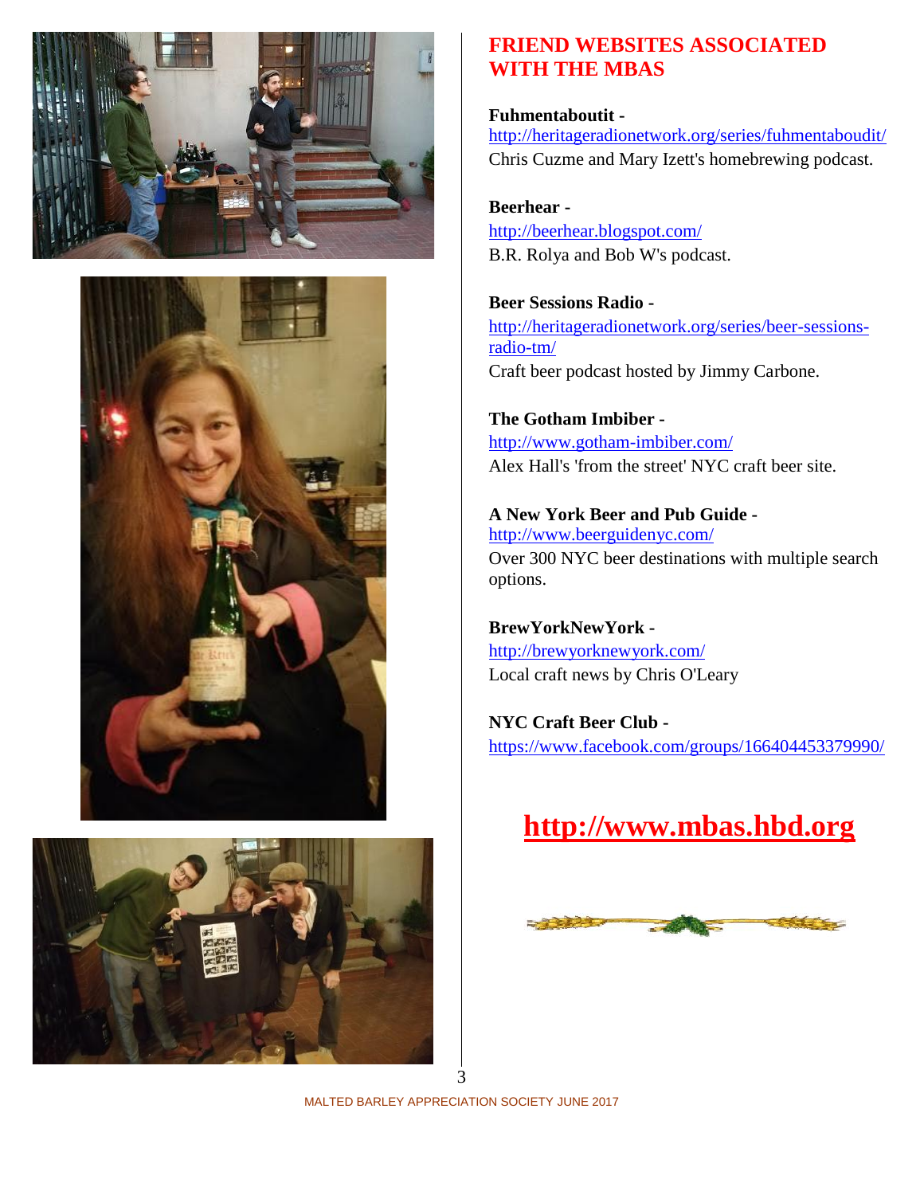## FRIEND WEBSITES ASSOCIATED WITH THE MBAS

**Fuhmentaboutit -**
http://heritageradionetwork.org/series/fuhmentaboudit/
Chris Cuzme and Mary Izett's homebrewing podcast.

**Beerhear -**
http://beerhear.blogspot.com/
B.R. Rolya and Bob W's podcast.

**Beer Sessions Radio -**
http://heritageradionetwork.org/series/beer-sessions-radio-tm/
Craft beer podcast hosted by Jimmy Carbone.

**The Gotham Imbiber -**
http://www.gotham-imbiber.com/
Alex Hall's 'from the street' NYC craft beer site.

**A New York Beer and Pub Guide -**
http://www.beerguidenyc.com/
Over 300 NYC beer destinations with multiple search options.

**BrewYorkNewYork -**
http://brewyorknewyork.com/
Local craft news by Chris O'Leary

**NYC Craft Beer Club -**
https://www.facebook.com/groups/166404453379990/

## http://www.mbas.hbd.org

MALTED BARLEY APPRECIATION SOCIETY JUNE 2017